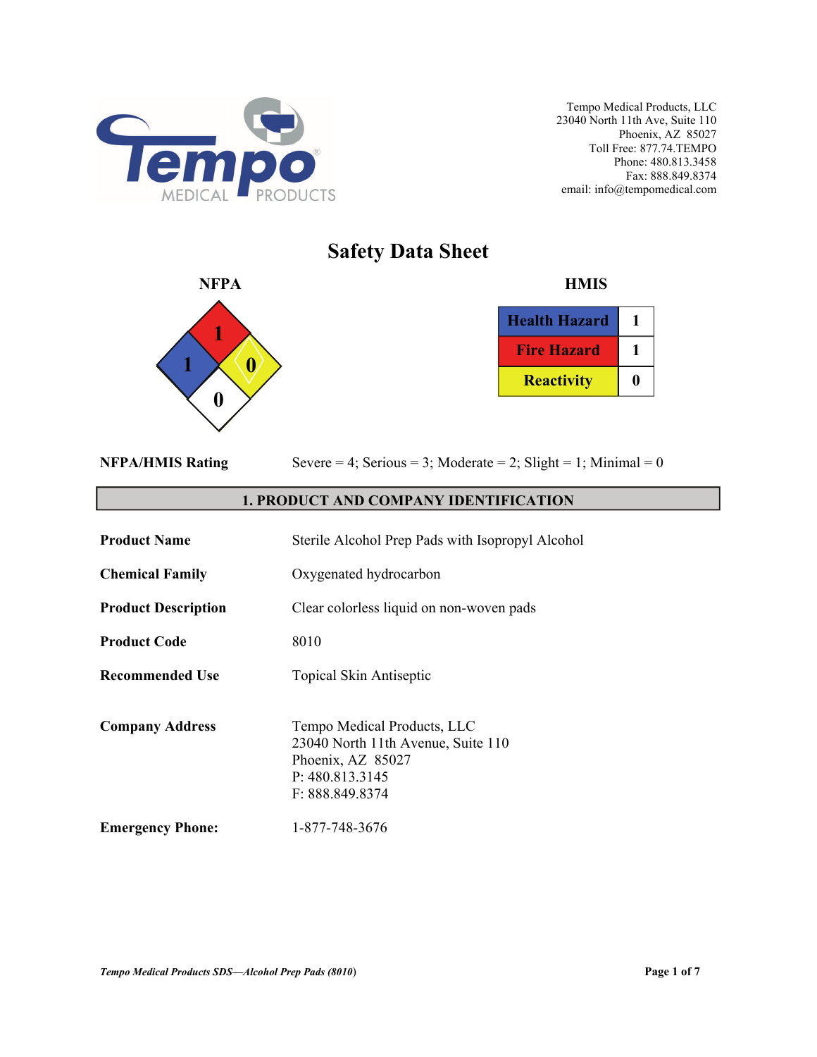Tempo Medical Products, LLC
23040 North 11th Ave, Suite 110
Phoenix, AZ 85027
Toll Free: 877.74.TEMPO
Phone: 480.813.3458
Fax: 888.849.8374
email: info@tempomedical.com

# Safety Data Sheet

**NFPA**

| Health | Fire | Reactivity | Special |
|---|---|---|---|
| 1 | 1 | 0 | 0 |

**HMIS**

| Hazard | Rating |
|---|---|
| Health Hazard | 1 |
| Fire Hazard | 1 |
| Reactivity | 0 |

**NFPA/HMIS Rating** Severe = 4; Serious = 3; Moderate = 2; Slight = 1; Minimal = 0

## 1. PRODUCT AND COMPANY IDENTIFICATION

**Product Name** Sterile Alcohol Prep Pads with Isopropyl Alcohol

**Chemical Family** Oxygenated hydrocarbon

**Product Description** Clear colorless liquid on non-woven pads

**Product Code** 8010

**Recommended Use** Topical Skin Antiseptic

**Company Address**
Tempo Medical Products, LLC
23040 North 11th Avenue, Suite 110
Phoenix, AZ 85027
P: 480.813.3145
F: 888.849.8374

**Emergency Phone:** 1-877-748-3676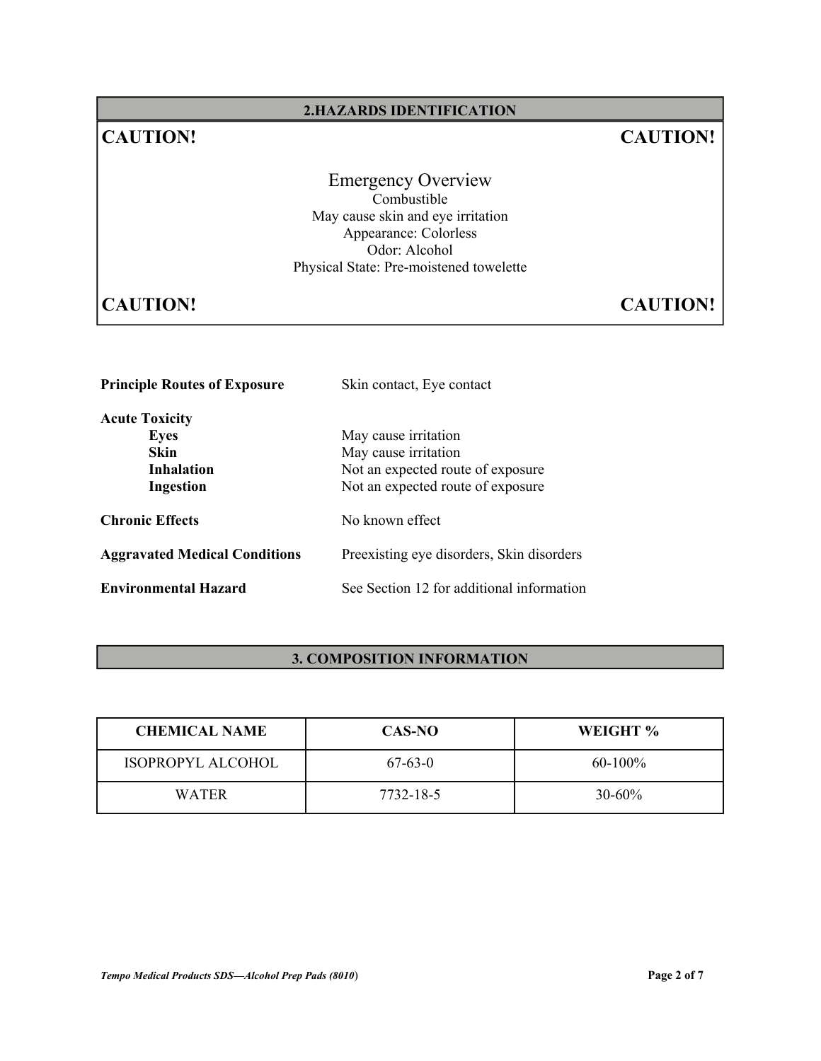## 2.HAZARDS IDENTIFICATION

**CAUTION!** **CAUTION!**

### Emergency Overview

Combustible
May cause skin and eye irritation
Appearance: Colorless
Odor: Alcohol
Physical State: Pre-moistened towelette

**CAUTION!** **CAUTION!**

**Principle Routes of Exposure** Skin contact, Eye contact

**Acute Toxicity**

- **Eyes** May cause irritation
- **Skin** May cause irritation
- **Inhalation** Not an expected route of exposure
- **Ingestion** Not an expected route of exposure

**Chronic Effects** No known effect

**Aggravated Medical Conditions** Preexisting eye disorders, Skin disorders

**Environmental Hazard** See Section 12 for additional information

## 3. COMPOSITION INFORMATION

| CHEMICAL NAME | CAS-NO | WEIGHT % |
|---|---|---|
| ISOPROPYL ALCOHOL | 67-63-0 | 60-100% |
| WATER | 7732-18-5 | 30-60% |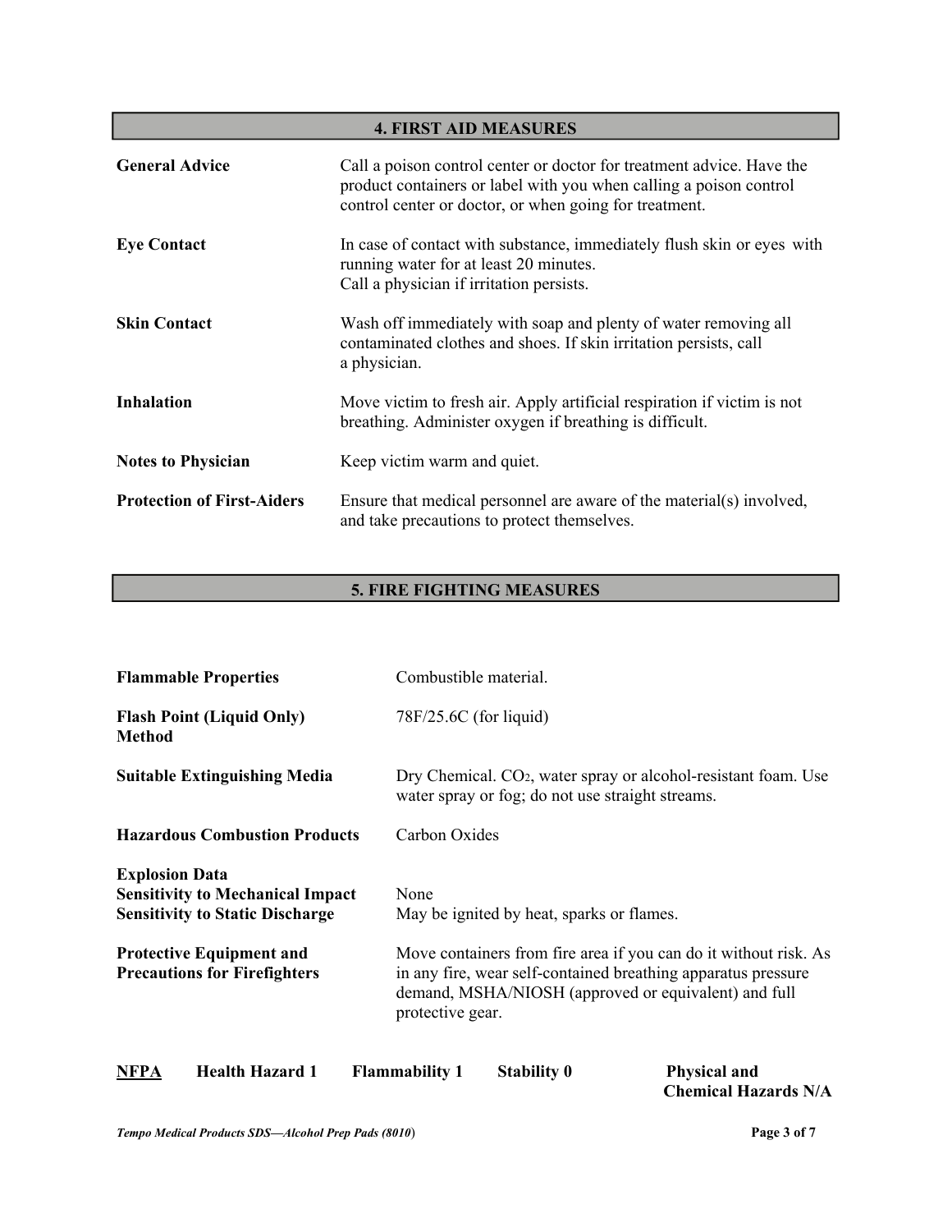## 4. FIRST AID MEASURES

| | |
|---|---|
| **General Advice** | Call a poison control center or doctor for treatment advice. Have the product containers or label with you when calling a poison control control center or doctor, or when going for treatment. |
| **Eye Contact** | In case of contact with substance, immediately flush skin or eyes with running water for at least 20 minutes. Call a physician if irritation persists. |
| **Skin Contact** | Wash off immediately with soap and plenty of water removing all contaminated clothes and shoes. If skin irritation persists, call a physician. |
| **Inhalation** | Move victim to fresh air. Apply artificial respiration if victim is not breathing. Administer oxygen if breathing is difficult. |
| **Notes to Physician** | Keep victim warm and quiet. |
| **Protection of First-Aiders** | Ensure that medical personnel are aware of the material(s) involved, and take precautions to protect themselves. |

## 5. FIRE FIGHTING MEASURES

| | |
|---|---|
| **Flammable Properties** | Combustible material. |
| **Flash Point (Liquid Only) Method** | 78F/25.6C (for liquid) |
| **Suitable Extinguishing Media** | Dry Chemical. $CO_2$, water spray or alcohol-resistant foam. Use water spray or fog; do not use straight streams. |
| **Hazardous Combustion Products** | Carbon Oxides |
| **Explosion Data** | |
| **Sensitivity to Mechanical Impact** | None |
| **Sensitivity to Static Discharge** | May be ignited by heat, sparks or flames. |
| **Protective Equipment and Precautions for Firefighters** | Move containers from fire area if you can do it without risk. As in any fire, wear self-contained breathing apparatus pressure demand, MSHA/NIOSH (approved or equivalent) and full protective gear. |

| **NFPA** | **Health Hazard 1** | **Flammability 1** | **Stability 0** | **Physical and Chemical Hazards N/A** |
|---|---|---|---|---|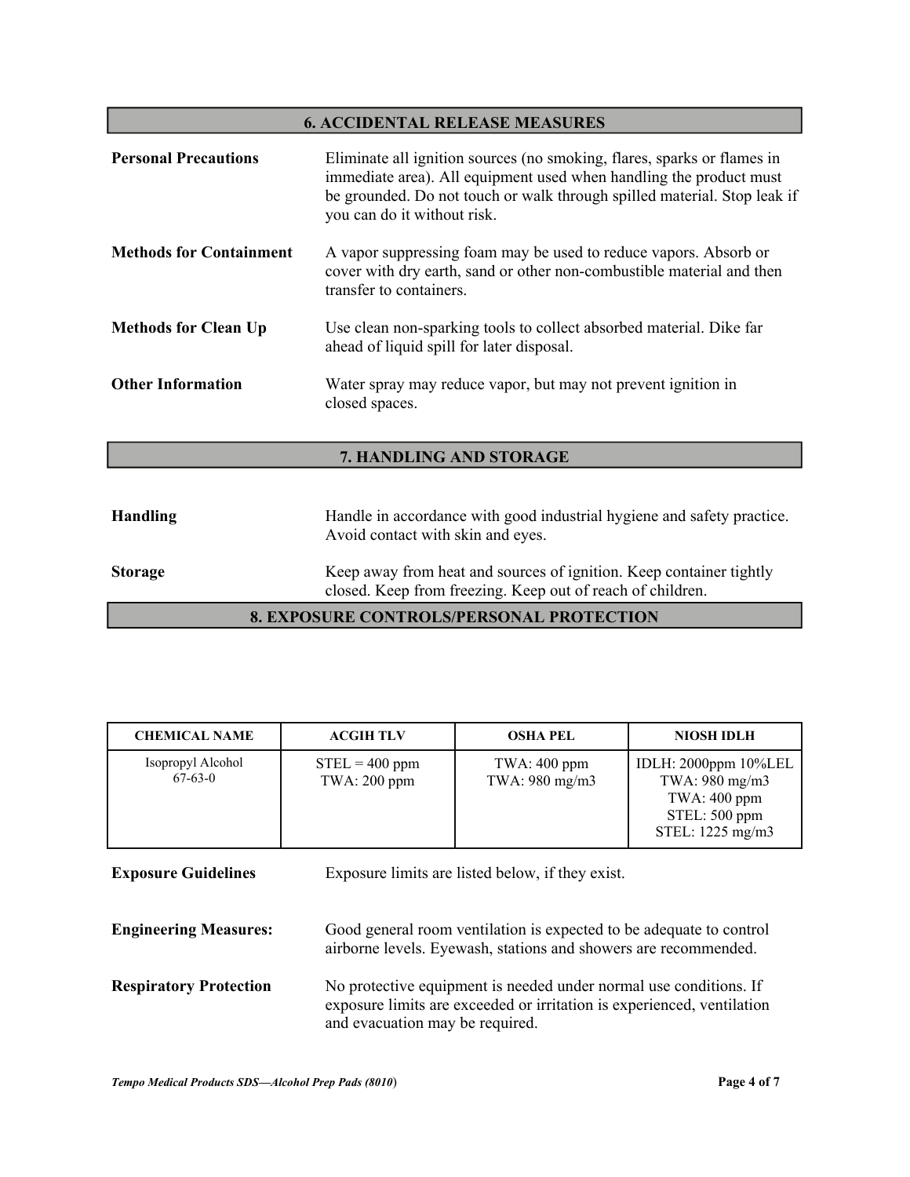## 6. ACCIDENTAL RELEASE MEASURES

**Personal Precautions** Eliminate all ignition sources (no smoking, flares, sparks or flames in immediate area). All equipment used when handling the product must be grounded. Do not touch or walk through spilled material. Stop leak if you can do it without risk.

**Methods for Containment** A vapor suppressing foam may be used to reduce vapors. Absorb or cover with dry earth, sand or other non-combustible material and then transfer to containers.

**Methods for Clean Up** Use clean non-sparking tools to collect absorbed material. Dike far ahead of liquid spill for later disposal.

**Other Information** Water spray may reduce vapor, but may not prevent ignition in closed spaces.

## 7. HANDLING AND STORAGE

**Handling** Handle in accordance with good industrial hygiene and safety practice. Avoid contact with skin and eyes.

**Storage** Keep away from heat and sources of ignition. Keep container tightly closed. Keep from freezing. Keep out of reach of children.

## 8. EXPOSURE CONTROLS/PERSONAL PROTECTION

| CHEMICAL NAME | ACGIH TLV | OSHA PEL | NIOSH IDLH |
|---|---|---|---|
| Isopropyl Alcohol 67-63-0 | STEL = 400 ppm<br>TWA: 200 ppm | TWA: 400 ppm<br>TWA: 980 mg/m3 | IDLH: 2000ppm 10%LEL<br>TWA: 980 mg/m3<br>TWA: 400 ppm<br>STEL: 500 ppm<br>STEL: 1225 mg/m3 |

**Exposure Guidelines** Exposure limits are listed below, if they exist.

**Engineering Measures:** Good general room ventilation is expected to be adequate to control airborne levels. Eyewash, stations and showers are recommended.

**Respiratory Protection** No protective equipment is needed under normal use conditions. If exposure limits are exceeded or irritation is experienced, ventilation and evacuation may be required.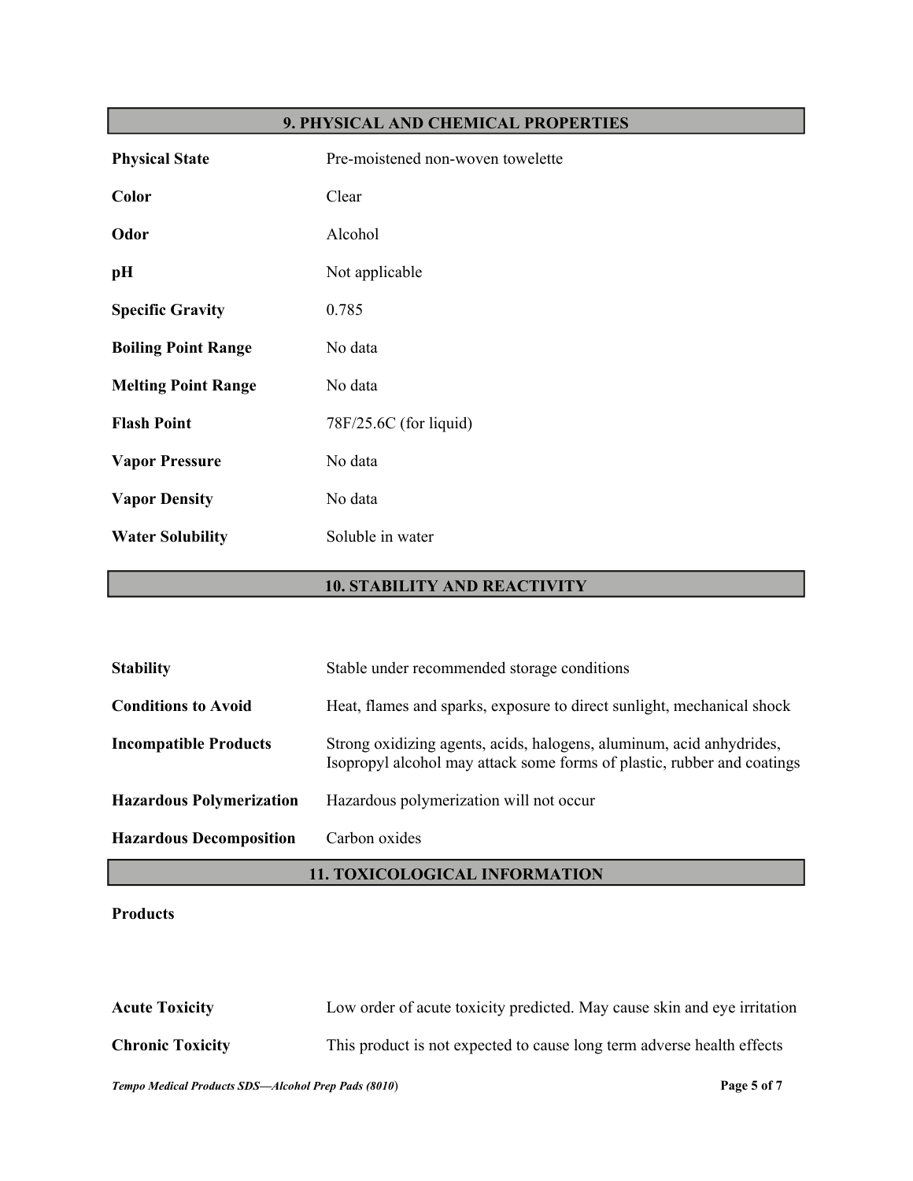## 9. PHYSICAL AND CHEMICAL PROPERTIES

| | |
|---|---|
| **Physical State** | Pre-moistened non-woven towelette |
| **Color** | Clear |
| **Odor** | Alcohol |
| **pH** | Not applicable |
| **Specific Gravity** | 0.785 |
| **Boiling Point Range** | No data |
| **Melting Point Range** | No data |
| **Flash Point** | 78F/25.6C (for liquid) |
| **Vapor Pressure** | No data |
| **Vapor Density** | No data |
| **Water Solubility** | Soluble in water |

## 10. STABILITY AND REACTIVITY

| | |
|---|---|
| **Stability** | Stable under recommended storage conditions |
| **Conditions to Avoid** | Heat, flames and sparks, exposure to direct sunlight, mechanical shock |
| **Incompatible Products** | Strong oxidizing agents, acids, halogens, aluminum, acid anhydrides, Isopropyl alcohol may attack some forms of plastic, rubber and coatings |
| **Hazardous Polymerization** | Hazardous polymerization will not occur |
| **Hazardous Decomposition** | Carbon oxides |

## 11. TOXICOLOGICAL INFORMATION

**Products**

| | |
|---|---|
| **Acute Toxicity** | Low order of acute toxicity predicted. May cause skin and eye irritation |
| **Chronic Toxicity** | This product is not expected to cause long term adverse health effects |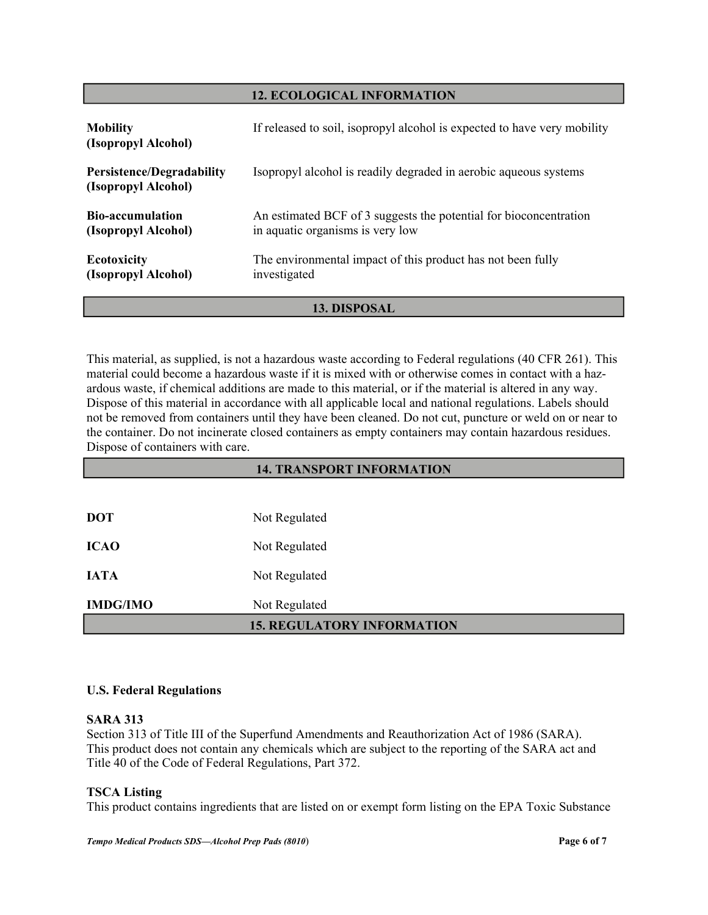## 12. ECOLOGICAL INFORMATION

| | |
|---|---|
| **Mobility (Isopropyl Alcohol)** | If released to soil, isopropyl alcohol is expected to have very mobility |
| **Persistence/Degradability (Isopropyl Alcohol)** | Isopropyl alcohol is readily degraded in aerobic aqueous systems |
| **Bio-accumulation (Isopropyl Alcohol)** | An estimated BCF of 3 suggests the potential for bioconcentration in aquatic organisms is very low |
| **Ecotoxicity (Isopropyl Alcohol)** | The environmental impact of this product has not been fully investigated |

## 13. DISPOSAL

This material, as supplied, is not a hazardous waste according to Federal regulations (40 CFR 261). This material could become a hazardous waste if it is mixed with or otherwise comes in contact with a hazardous waste, if chemical additions are made to this material, or if the material is altered in any way. Dispose of this material in accordance with all applicable local and national regulations. Labels should not be removed from containers until they have been cleaned. Do not cut, puncture or weld on or near to the container. Do not incinerate closed containers as empty containers may contain hazardous residues. Dispose of containers with care.

## 14. TRANSPORT INFORMATION

| | |
|---|---|
| **DOT** | Not Regulated |
| **ICAO** | Not Regulated |
| **IATA** | Not Regulated |
| **IMDG/IMO** | Not Regulated |

## 15. REGULATORY INFORMATION

**U.S. Federal Regulations**

**SARA 313**

Section 313 of Title III of the Superfund Amendments and Reauthorization Act of 1986 (SARA). This product does not contain any chemicals which are subject to the reporting of the SARA act and Title 40 of the Code of Federal Regulations, Part 372.

**TSCA Listing**

This product contains ingredients that are listed on or exempt form listing on the EPA Toxic Substance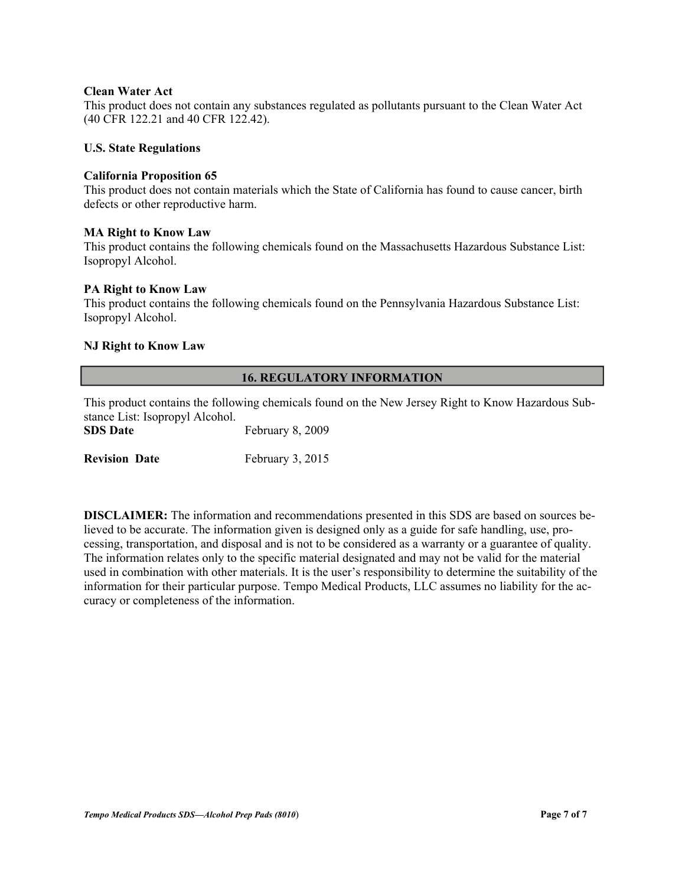**Clean Water Act**

This product does not contain any substances regulated as pollutants pursuant to the Clean Water Act (40 CFR 122.21 and 40 CFR 122.42).

**U.S. State Regulations**

**California Proposition 65**

This product does not contain materials which the State of California has found to cause cancer, birth defects or other reproductive harm.

**MA Right to Know Law**

This product contains the following chemicals found on the Massachusetts Hazardous Substance List: Isopropyl Alcohol.

**PA Right to Know Law**

This product contains the following chemicals found on the Pennsylvania Hazardous Substance List: Isopropyl Alcohol.

**NJ Right to Know Law**

## 16. REGULATORY INFORMATION

This product contains the following chemicals found on the New Jersey Right to Know Hazardous Substance List: Isopropyl Alcohol.

**SDS Date** February 8, 2009

**Revision Date** February 3, 2015

**DISCLAIMER:** The information and recommendations presented in this SDS are based on sources believed to be accurate. The information given is designed only as a guide for safe handling, use, processing, transportation, and disposal and is not to be considered as a warranty or a guarantee of quality. The information relates only to the specific material designated and may not be valid for the material used in combination with other materials. It is the user's responsibility to determine the suitability of the information for their particular purpose. Tempo Medical Products, LLC assumes no liability for the accuracy or completeness of the information.